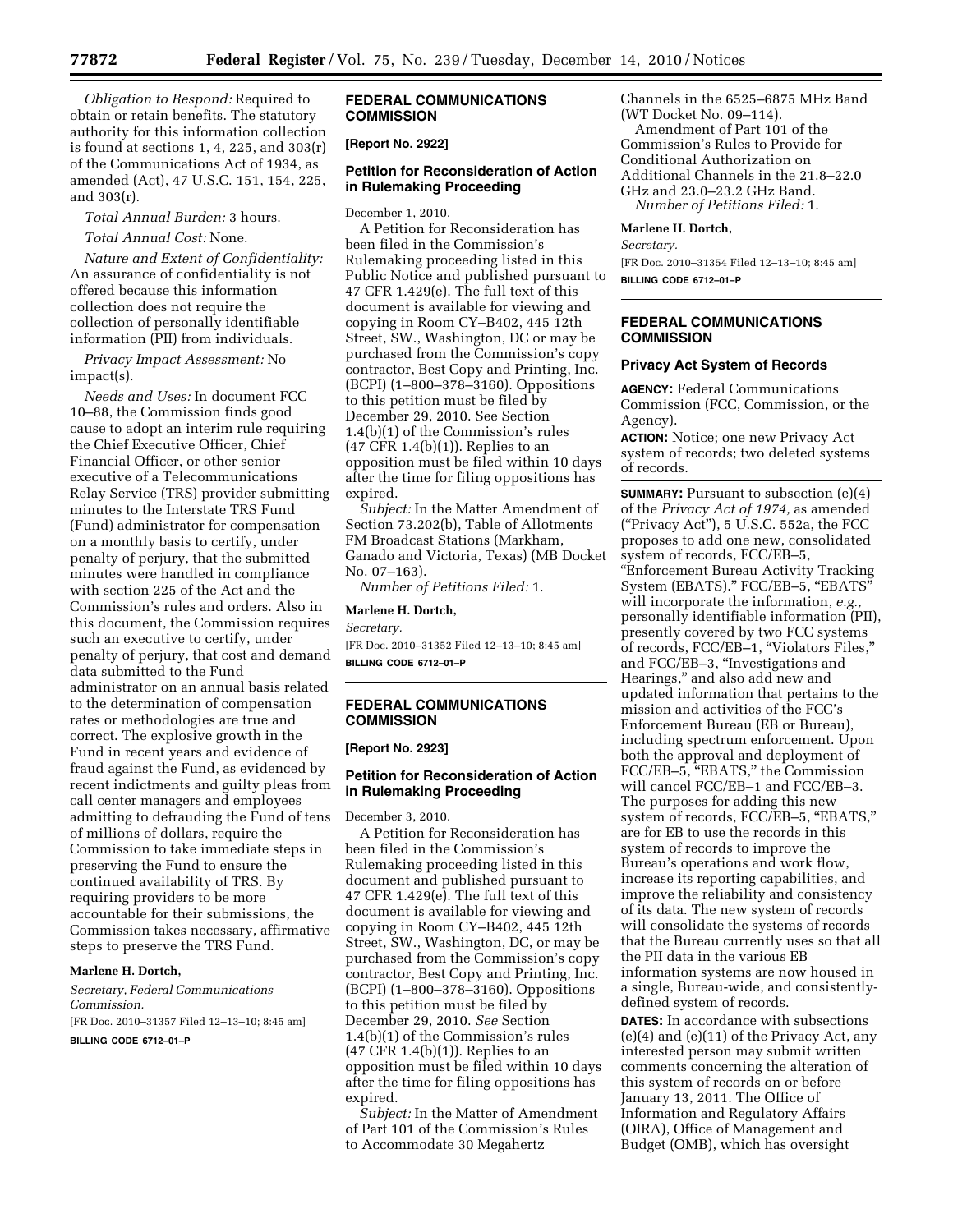*Obligation to Respond:* Required to obtain or retain benefits. The statutory authority for this information collection is found at sections 1, 4, 225, and 303(r) of the Communications Act of 1934, as amended (Act), 47 U.S.C. 151, 154, 225, and 303(r).

*Total Annual Burden:* 3 hours.

*Total Annual Cost:* None.

*Nature and Extent of Confidentiality:* An assurance of confidentiality is not offered because this information collection does not require the collection of personally identifiable information (PII) from individuals.

*Privacy Impact Assessment:* No impact(s).

*Needs and Uses:* In document FCC 10–88, the Commission finds good cause to adopt an interim rule requiring the Chief Executive Officer, Chief Financial Officer, or other senior executive of a Telecommunications Relay Service (TRS) provider submitting minutes to the Interstate TRS Fund (Fund) administrator for compensation on a monthly basis to certify, under penalty of perjury, that the submitted minutes were handled in compliance with section 225 of the Act and the Commission's rules and orders. Also in this document, the Commission requires such an executive to certify, under penalty of perjury, that cost and demand data submitted to the Fund administrator on an annual basis related to the determination of compensation rates or methodologies are true and correct. The explosive growth in the Fund in recent years and evidence of fraud against the Fund, as evidenced by recent indictments and guilty pleas from call center managers and employees admitting to defrauding the Fund of tens of millions of dollars, require the Commission to take immediate steps in preserving the Fund to ensure the continued availability of TRS. By requiring providers to be more accountable for their submissions, the Commission takes necessary, affirmative steps to preserve the TRS Fund.

**Marlene H. Dortch,**

*Secretary, Federal Communications Commission.*

[FR Doc. 2010–31357 Filed 12–13–10; 8:45 am]

**BILLING CODE 6712–01–P**

## FEDERAL COMMUNICATIONS COMMISSION

**[Report No. 2922]**

### Petition for Reconsideration of Action in Rulemaking Proceeding

December 1, 2010.

A Petition for Reconsideration has been filed in the Commission's Rulemaking proceeding listed in this Public Notice and published pursuant to 47 CFR 1.429(e). The full text of this document is available for viewing and copying in Room CY–B402, 445 12th Street, SW., Washington, DC or may be purchased from the Commission's copy contractor, Best Copy and Printing, Inc. (BCPI) (1–800–378–3160). Oppositions to this petition must be filed by December 29, 2010. See Section 1.4(b)(1) of the Commission's rules (47 CFR 1.4(b)(1)). Replies to an opposition must be filed within 10 days after the time for filing oppositions has expired.

*Subject:* In the Matter Amendment of Section 73.202(b), Table of Allotments FM Broadcast Stations (Markham, Ganado and Victoria, Texas) (MB Docket No. 07–163).

*Number of Petitions Filed:* 1.

**Marlene H. Dortch,**

*Secretary.*

[FR Doc. 2010–31352 Filed 12–13–10; 8:45 am]

**BILLING CODE 6712–01–P**

## FEDERAL COMMUNICATIONS COMMISSION

**[Report No. 2923]**

### Petition for Reconsideration of Action in Rulemaking Proceeding

December 3, 2010.

A Petition for Reconsideration has been filed in the Commission's Rulemaking proceeding listed in this document and published pursuant to 47 CFR 1.429(e). The full text of this document is available for viewing and copying in Room CY–B402, 445 12th Street, SW., Washington, DC, or may be purchased from the Commission's copy contractor, Best Copy and Printing, Inc. (BCPI) (1–800–378–3160). Oppositions to this petition must be filed by December 29, 2010. *See* Section 1.4(b)(1) of the Commission's rules (47 CFR 1.4(b)(1)). Replies to an opposition must be filed within 10 days after the time for filing oppositions has expired.

*Subject:* In the Matter of Amendment of Part 101 of the Commission's Rules to Accommodate 30 Megahertz Channels in the 6525–6875 MHz Band (WT Docket No. 09–114).

Amendment of Part 101 of the Commission's Rules to Provide for Conditional Authorization on Additional Channels in the 21.8–22.0 GHz and 23.0–23.2 GHz Band.

*Number of Petitions Filed:* 1.

**Marlene H. Dortch,**

*Secretary.*

[FR Doc. 2010–31354 Filed 12–13–10; 8:45 am]

**BILLING CODE 6712–01–P**

## FEDERAL COMMUNICATIONS COMMISSION

### Privacy Act System of Records

**AGENCY:** Federal Communications Commission (FCC, Commission, or the Agency).

**ACTION:** Notice; one new Privacy Act system of records; two deleted systems of records.

**SUMMARY:** Pursuant to subsection (e)(4) of the *Privacy Act of 1974,* as amended ("Privacy Act"), 5 U.S.C. 552a, the FCC proposes to add one new, consolidated system of records, FCC/EB–5, "Enforcement Bureau Activity Tracking System (EBATS)." FCC/EB–5, "EBATS" will incorporate the information, *e.g.,* personally identifiable information (PII), presently covered by two FCC systems of records, FCC/EB–1, "Violators Files," and FCC/EB–3, "Investigations and Hearings," and also add new and updated information that pertains to the mission and activities of the FCC's Enforcement Bureau (EB or Bureau), including spectrum enforcement. Upon both the approval and deployment of FCC/EB–5, "EBATS," the Commission will cancel FCC/EB–1 and FCC/EB–3. The purposes for adding this new system of records, FCC/EB–5, "EBATS," are for EB to use the records in this system of records to improve the Bureau's operations and work flow, increase its reporting capabilities, and improve the reliability and consistency of its data. The new system of records will consolidate the systems of records that the Bureau currently uses so that all the PII data in the various EB information systems are now housed in a single, Bureau-wide, and consistently-defined system of records.

**DATES:** In accordance with subsections (e)(4) and (e)(11) of the Privacy Act, any interested person may submit written comments concerning the alteration of this system of records on or before January 13, 2011. The Office of Information and Regulatory Affairs (OIRA), Office of Management and Budget (OMB), which has oversight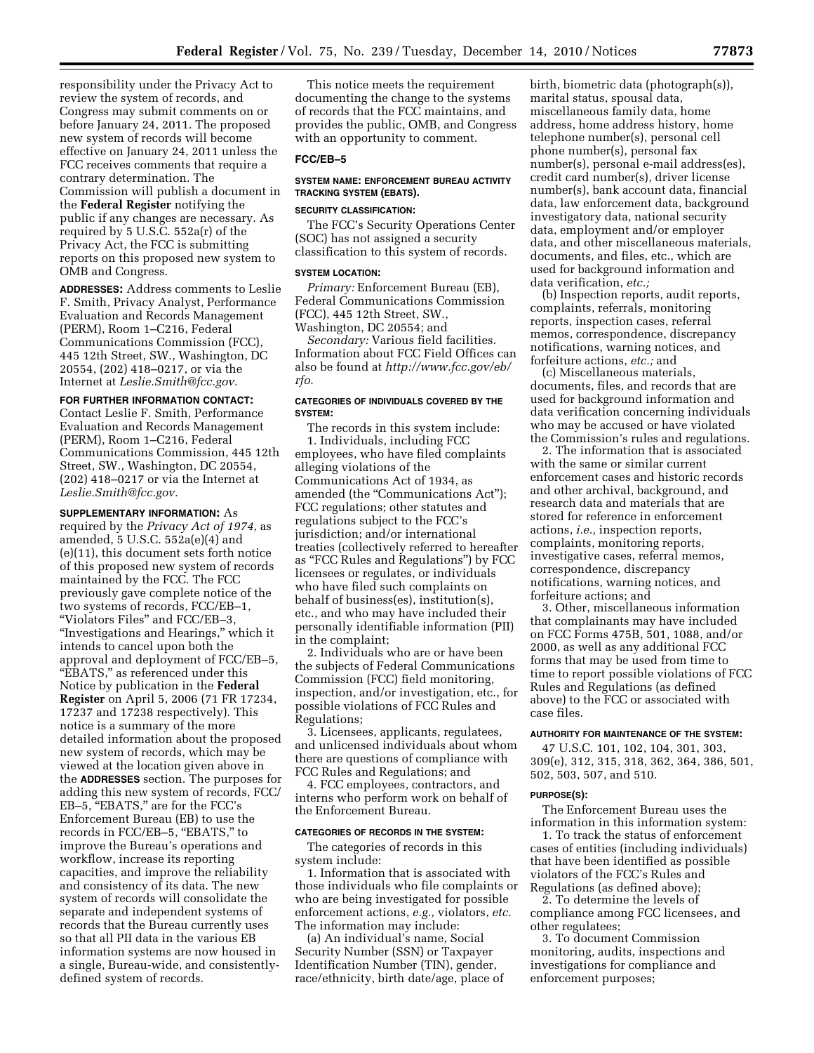responsibility under the Privacy Act to review the system of records, and Congress may submit comments on or before January 24, 2011. The proposed new system of records will become effective on January 24, 2011 unless the FCC receives comments that require a contrary determination. The Commission will publish a document in the **Federal Register** notifying the public if any changes are necessary. As required by 5 U.S.C. 552a(r) of the Privacy Act, the FCC is submitting reports on this proposed new system to OMB and Congress.

**ADDRESSES:** Address comments to Leslie F. Smith, Privacy Analyst, Performance Evaluation and Records Management (PERM), Room 1–C216, Federal Communications Commission (FCC), 445 12th Street, SW., Washington, DC 20554, (202) 418–0217, or via the Internet at *Leslie.Smith@fcc.gov.*

**FOR FURTHER INFORMATION CONTACT:** Contact Leslie F. Smith, Performance Evaluation and Records Management (PERM), Room 1–C216, Federal Communications Commission, 445 12th Street, SW., Washington, DC 20554, (202) 418–0217 or via the Internet at *Leslie.Smith@fcc.gov.*

**SUPPLEMENTARY INFORMATION:** As required by the *Privacy Act of 1974,* as amended, 5 U.S.C. 552a(e)(4) and (e)(11), this document sets forth notice of this proposed new system of records maintained by the FCC. The FCC previously gave complete notice of the two systems of records, FCC/EB–1, "Violators Files" and FCC/EB–3, "Investigations and Hearings," which it intends to cancel upon both the approval and deployment of FCC/EB–5, "EBATS," as referenced under this Notice by publication in the **Federal Register** on April 5, 2006 (71 FR 17234, 17237 and 17238 respectively). This notice is a summary of the more detailed information about the proposed new system of records, which may be viewed at the location given above in the **ADDRESSES** section. The purposes for adding this new system of records, FCC/EB–5, "EBATS," are for the FCC's Enforcement Bureau (EB) to use the records in FCC/EB–5, "EBATS," to improve the Bureau's operations and workflow, increase its reporting capacities, and improve the reliability and consistency of its data. The new system of records will consolidate the separate and independent systems of records that the Bureau currently uses so that all PII data in the various EB information systems are now housed in a single, Bureau-wide, and consistently-defined system of records.

This notice meets the requirement documenting the change to the systems of records that the FCC maintains, and provides the public, OMB, and Congress with an opportunity to comment.

## FCC/EB–5

### SYSTEM NAME: ENFORCEMENT BUREAU ACTIVITY TRACKING SYSTEM (EBATS).

### SECURITY CLASSIFICATION:

The FCC's Security Operations Center (SOC) has not assigned a security classification to this system of records.

### SYSTEM LOCATION:

*Primary:* Enforcement Bureau (EB), Federal Communications Commission (FCC), 445 12th Street, SW., Washington, DC 20554; and

*Secondary:* Various field facilities. Information about FCC Field Offices can also be found at *http://www.fcc.gov/eb/rfo.*

### CATEGORIES OF INDIVIDUALS COVERED BY THE SYSTEM:

The records in this system include:

1. Individuals, including FCC employees, who have filed complaints alleging violations of the Communications Act of 1934, as amended (the "Communications Act"); FCC regulations; other statutes and regulations subject to the FCC's jurisdiction; and/or international treaties (collectively referred to hereafter as "FCC Rules and Regulations") by FCC licensees or regulates, or individuals who have filed such complaints on behalf of business(es), institution(s), etc., and who may have included their personally identifiable information (PII) in the complaint;

2. Individuals who are or have been the subjects of Federal Communications Commission (FCC) field monitoring, inspection, and/or investigation, etc., for possible violations of FCC Rules and Regulations;

3. Licensees, applicants, regulatees, and unlicensed individuals about whom there are questions of compliance with FCC Rules and Regulations; and

4. FCC employees, contractors, and interns who perform work on behalf of the Enforcement Bureau.

### CATEGORIES OF RECORDS IN THE SYSTEM:

The categories of records in this system include:

1. Information that is associated with those individuals who file complaints or who are being investigated for possible enforcement actions, *e.g.,* violators, *etc.* The information may include:

(a) An individual's name, Social Security Number (SSN) or Taxpayer Identification Number (TIN), gender, race/ethnicity, birth date/age, place of birth, biometric data (photograph(s)), marital status, spousal data, miscellaneous family data, home address, home address history, home telephone number(s), personal cell phone number(s), personal fax number(s), personal e-mail address(es), credit card number(s), driver license number(s), bank account data, financial data, law enforcement data, background investigatory data, national security data, employment and/or employer data, and other miscellaneous materials, documents, and files, etc., which are used for background information and data verification, *etc.;*

(b) Inspection reports, audit reports, complaints, referrals, monitoring reports, inspection cases, referral memos, correspondence, discrepancy notifications, warning notices, and forfeiture actions, *etc.;* and

(c) Miscellaneous materials, documents, files, and records that are used for background information and data verification concerning individuals who may be accused or have violated the Commission's rules and regulations.

2. The information that is associated with the same or similar current enforcement cases and historic records and other archival, background, and research data and materials that are stored for reference in enforcement actions, *i.e.,* inspection reports, complaints, monitoring reports, investigative cases, referral memos, correspondence, discrepancy notifications, warning notices, and forfeiture actions; and

3. Other, miscellaneous information that complainants may have included on FCC Forms 475B, 501, 1088, and/or 2000, as well as any additional FCC forms that may be used from time to time to report possible violations of FCC Rules and Regulations (as defined above) to the FCC or associated with case files.

### AUTHORITY FOR MAINTENANCE OF THE SYSTEM:

47 U.S.C. 101, 102, 104, 301, 303, 309(e), 312, 315, 318, 362, 364, 386, 501, 502, 503, 507, and 510.

### PURPOSE(S):

The Enforcement Bureau uses the information in this information system:

1. To track the status of enforcement cases of entities (including individuals) that have been identified as possible violators of the FCC's Rules and Regulations (as defined above);

2. To determine the levels of compliance among FCC licensees, and other regulatees;

3. To document Commission monitoring, audits, inspections and investigations for compliance and enforcement purposes;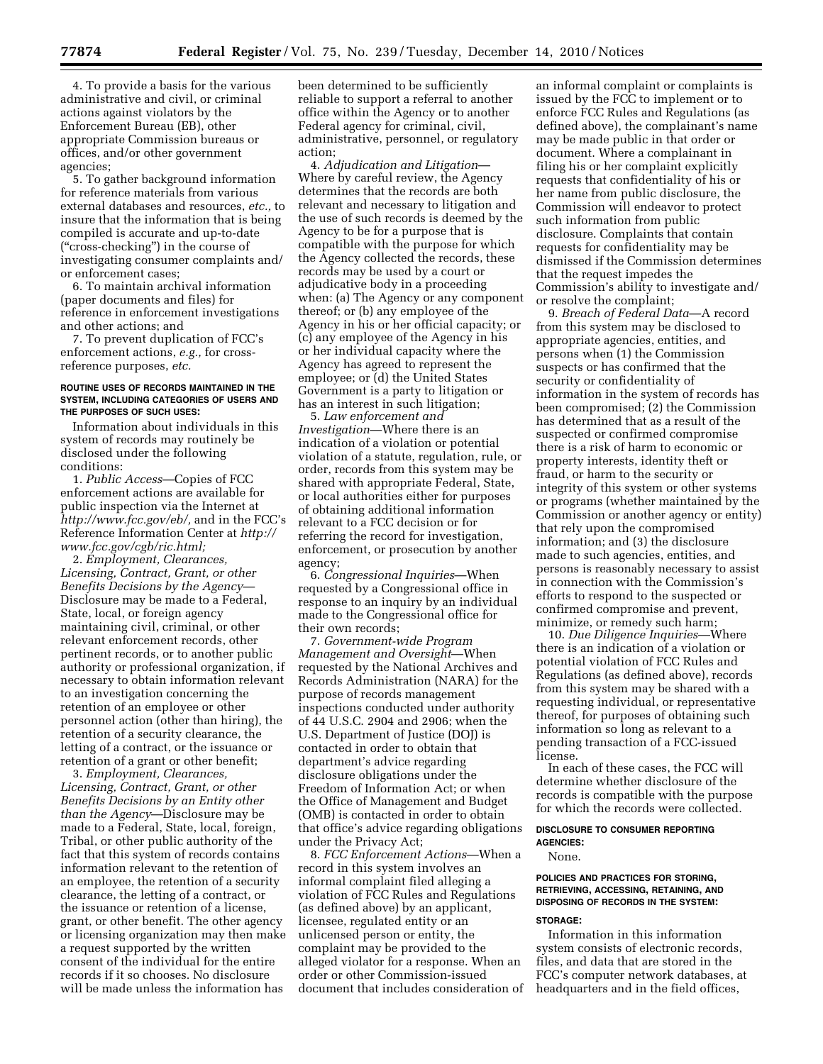4. To provide a basis for the various administrative and civil, or criminal actions against violators by the Enforcement Bureau (EB), other appropriate Commission bureaus or offices, and/or other government agencies;

5. To gather background information for reference materials from various external databases and resources, *etc.,* to insure that the information that is being compiled is accurate and up-to-date ("cross-checking") in the course of investigating consumer complaints and/or enforcement cases;

6. To maintain archival information (paper documents and files) for reference in enforcement investigations and other actions; and

7. To prevent duplication of FCC's enforcement actions, *e.g.,* for cross-reference purposes, *etc.*

#### ROUTINE USES OF RECORDS MAINTAINED IN THE SYSTEM, INCLUDING CATEGORIES OF USERS AND THE PURPOSES OF SUCH USES:

Information about individuals in this system of records may routinely be disclosed under the following conditions:

1. *Public Access*—Copies of FCC enforcement actions are available for public inspection via the Internet at *http://www.fcc.gov/eb/,* and in the FCC's Reference Information Center at *http://www.fcc.gov/cgb/ric.html;*

2. *Employment, Clearances, Licensing, Contract, Grant, or other Benefits Decisions by the Agency*—Disclosure may be made to a Federal, State, local, or foreign agency maintaining civil, criminal, or other relevant enforcement records, other pertinent records, or to another public authority or professional organization, if necessary to obtain information relevant to an investigation concerning the retention of an employee or other personnel action (other than hiring), the retention of a security clearance, the letting of a contract, or the issuance or retention of a grant or other benefit;

3. *Employment, Clearances, Licensing, Contract, Grant, or other Benefits Decisions by an Entity other than the Agency*—Disclosure may be made to a Federal, State, local, foreign, Tribal, or other public authority of the fact that this system of records contains information relevant to the retention of an employee, the retention of a security clearance, the letting of a contract, or the issuance or retention of a license, grant, or other benefit. The other agency or licensing organization may then make a request supported by the written consent of the individual for the entire records if it so chooses. No disclosure will be made unless the information has been determined to be sufficiently reliable to support a referral to another office within the Agency or to another Federal agency for criminal, civil, administrative, personnel, or regulatory action;

4. *Adjudication and Litigation*—Where by careful review, the Agency determines that the records are both relevant and necessary to litigation and the use of such records is deemed by the Agency to be for a purpose that is compatible with the purpose for which the Agency collected the records, these records may be used by a court or adjudicative body in a proceeding when: (a) The Agency or any component thereof; or (b) any employee of the Agency in his or her official capacity; or (c) any employee of the Agency in his or her individual capacity where the Agency has agreed to represent the employee; or (d) the United States Government is a party to litigation or has an interest in such litigation;

5. *Law enforcement and Investigation*—Where there is an indication of a violation or potential violation of a statute, regulation, rule, or order, records from this system may be shared with appropriate Federal, State, or local authorities either for purposes of obtaining additional information relevant to a FCC decision or for referring the record for investigation, enforcement, or prosecution by another agency;

6. *Congressional Inquiries*—When requested by a Congressional office in response to an inquiry by an individual made to the Congressional office for their own records;

7. *Government-wide Program Management and Oversight*—When requested by the National Archives and Records Administration (NARA) for the purpose of records management inspections conducted under authority of 44 U.S.C. 2904 and 2906; when the U.S. Department of Justice (DOJ) is contacted in order to obtain that department's advice regarding disclosure obligations under the Freedom of Information Act; or when the Office of Management and Budget (OMB) is contacted in order to obtain that office's advice regarding obligations under the Privacy Act;

8. *FCC Enforcement Actions*—When a record in this system involves an informal complaint filed alleging a violation of FCC Rules and Regulations (as defined above) by an applicant, licensee, regulated entity or an unlicensed person or entity, the complaint may be provided to the alleged violator for a response. When an order or other Commission-issued document that includes consideration of an informal complaint or complaints is issued by the FCC to implement or to enforce FCC Rules and Regulations (as defined above), the complainant's name may be made public in that order or document. Where a complainant in filing his or her complaint explicitly requests that confidentiality of his or her name from public disclosure, the Commission will endeavor to protect such information from public disclosure. Complaints that contain requests for confidentiality may be dismissed if the Commission determines that the request impedes the Commission's ability to investigate and/or resolve the complaint;

9. *Breach of Federal Data*—A record from this system may be disclosed to appropriate agencies, entities, and persons when (1) the Commission suspects or has confirmed that the security or confidentiality of information in the system of records has been compromised; (2) the Commission has determined that as a result of the suspected or confirmed compromise there is a risk of harm to economic or property interests, identity theft or fraud, or harm to the security or integrity of this system or other systems or programs (whether maintained by the Commission or another agency or entity) that rely upon the compromised information; and (3) the disclosure made to such agencies, entities, and persons is reasonably necessary to assist in connection with the Commission's efforts to respond to the suspected or confirmed compromise and prevent, minimize, or remedy such harm;

10. *Due Diligence Inquiries*—Where there is an indication of a violation or potential violation of FCC Rules and Regulations (as defined above), records from this system may be shared with a requesting individual, or representative thereof, for purposes of obtaining such information so long as relevant to a pending transaction of a FCC-issued license.

In each of these cases, the FCC will determine whether disclosure of the records is compatible with the purpose for which the records were collected.

#### DISCLOSURE TO CONSUMER REPORTING AGENCIES:

None.

#### POLICIES AND PRACTICES FOR STORING, RETRIEVING, ACCESSING, RETAINING, AND DISPOSING OF RECORDS IN THE SYSTEM:

#### STORAGE:

Information in this information system consists of electronic records, files, and data that are stored in the FCC's computer network databases, at headquarters and in the field offices,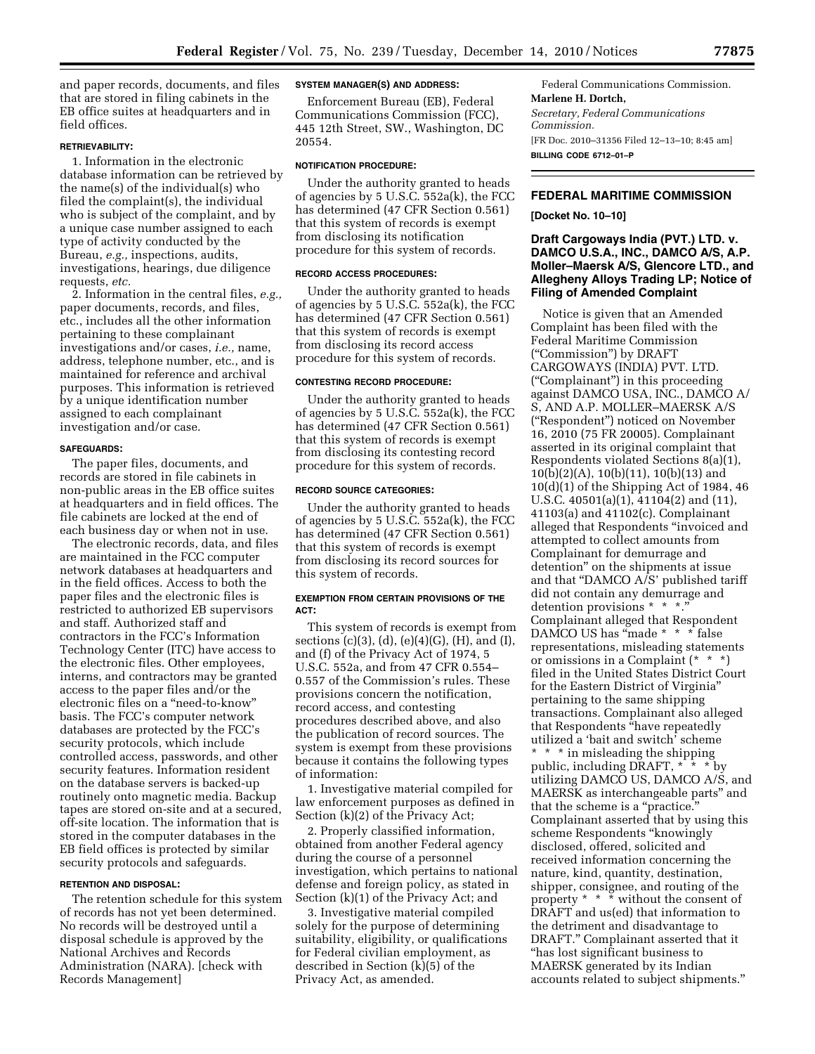and paper records, documents, and files that are stored in filing cabinets in the EB office suites at headquarters and in field offices.

#### RETRIEVABILITY:

1. Information in the electronic database information can be retrieved by the name(s) of the individual(s) who filed the complaint(s), the individual who is subject of the complaint, and by a unique case number assigned to each type of activity conducted by the Bureau, *e.g.,* inspections, audits, investigations, hearings, due diligence requests, *etc.*

2. Information in the central files, *e.g.,* paper documents, records, and files, etc., includes all the other information pertaining to these complainant investigations and/or cases, *i.e.,* name, address, telephone number, etc., and is maintained for reference and archival purposes. This information is retrieved by a unique identification number assigned to each complainant investigation and/or case.

#### SAFEGUARDS:

The paper files, documents, and records are stored in file cabinets in non-public areas in the EB office suites at headquarters and in field offices. The file cabinets are locked at the end of each business day or when not in use.

The electronic records, data, and files are maintained in the FCC computer network databases at headquarters and in the field offices. Access to both the paper files and the electronic files is restricted to authorized EB supervisors and staff. Authorized staff and contractors in the FCC's Information Technology Center (ITC) have access to the electronic files. Other employees, interns, and contractors may be granted access to the paper files and/or the electronic files on a "need-to-know" basis. The FCC's computer network databases are protected by the FCC's security protocols, which include controlled access, passwords, and other security features. Information resident on the database servers is backed-up routinely onto magnetic media. Backup tapes are stored on-site and at a secured, off-site location. The information that is stored in the computer databases in the EB field offices is protected by similar security protocols and safeguards.

#### RETENTION AND DISPOSAL:

The retention schedule for this system of records has not yet been determined. No records will be destroyed until a disposal schedule is approved by the National Archives and Records Administration (NARA). [check with Records Management]

#### SYSTEM MANAGER(S) AND ADDRESS:

Enforcement Bureau (EB), Federal Communications Commission (FCC), 445 12th Street, SW., Washington, DC 20554.

#### NOTIFICATION PROCEDURE:

Under the authority granted to heads of agencies by 5 U.S.C. 552a(k), the FCC has determined (47 CFR Section 0.561) that this system of records is exempt from disclosing its notification procedure for this system of records.

#### RECORD ACCESS PROCEDURES:

Under the authority granted to heads of agencies by 5 U.S.C. 552a(k), the FCC has determined (47 CFR Section 0.561) that this system of records is exempt from disclosing its record access procedure for this system of records.

#### CONTESTING RECORD PROCEDURE:

Under the authority granted to heads of agencies by 5 U.S.C. 552a(k), the FCC has determined (47 CFR Section 0.561) that this system of records is exempt from disclosing its contesting record procedure for this system of records.

#### RECORD SOURCE CATEGORIES:

Under the authority granted to heads of agencies by 5 U.S.C. 552a(k), the FCC has determined (47 CFR Section 0.561) that this system of records is exempt from disclosing its record sources for this system of records.

#### EXEMPTION FROM CERTAIN PROVISIONS OF THE ACT:

This system of records is exempt from sections (c)(3), (d), (e)(4)(G), (H), and (I), and (f) of the Privacy Act of 1974, 5 U.S.C. 552a, and from 47 CFR 0.554–0.557 of the Commission's rules. These provisions concern the notification, record access, and contesting procedures described above, and also the publication of record sources. The system is exempt from these provisions because it contains the following types of information:

1. Investigative material compiled for law enforcement purposes as defined in Section (k)(2) of the Privacy Act;

2. Properly classified information, obtained from another Federal agency during the course of a personnel investigation, which pertains to national defense and foreign policy, as stated in Section (k)(1) of the Privacy Act; and

3. Investigative material compiled solely for the purpose of determining suitability, eligibility, or qualifications for Federal civilian employment, as described in Section (k)(5) of the Privacy Act, as amended.

Federal Communications Commission.

**Marlene H. Dortch,**

*Secretary, Federal Communications Commission.*

[FR Doc. 2010–31356 Filed 12–13–10; 8:45 am]

**BILLING CODE 6712–01–P**

## FEDERAL MARITIME COMMISSION

**[Docket No. 10–10]**

### Draft Cargoways India (PVT.) LTD. v. DAMCO U.S.A., INC., DAMCO A/S, A.P. Moller–Maersk A/S, Glencore LTD., and Allegheny Alloys Trading LP; Notice of Filing of Amended Complaint

Notice is given that an Amended Complaint has been filed with the Federal Maritime Commission ("Commission") by DRAFT CARGOWAYS (INDIA) PVT. LTD. ("Complainant") in this proceeding against DAMCO USA, INC., DAMCO A/S, AND A.P. MOLLER–MAERSK A/S ("Respondent") noticed on November 16, 2010 (75 FR 20005). Complainant asserted in its original complaint that Respondents violated Sections 8(a)(1), 10(b)(2)(A), 10(b)(11), 10(b)(13) and 10(d)(1) of the Shipping Act of 1984, 46 U.S.C. 40501(a)(1), 41104(2) and (11), 41103(a) and 41102(c). Complainant alleged that Respondents "invoiced and attempted to collect amounts from Complainant for demurrage and detention" on the shipments at issue and that "DAMCO A/S' published tariff did not contain any demurrage and detention provisions * * *." Complainant alleged that Respondent DAMCO US has "made * * * false representations, misleading statements or omissions in a Complaint (* * *) filed in the United States District Court for the Eastern District of Virginia" pertaining to the same shipping transactions. Complainant also alleged that Respondents "have repeatedly utilized a 'bait and switch' scheme * * * in misleading the shipping public, including DRAFT, * * * by utilizing DAMCO US, DAMCO A/S, and MAERSK as interchangeable parts" and that the scheme is a "practice." Complainant asserted that by using this scheme Respondents "knowingly disclosed, offered, solicited and received information concerning the nature, kind, quantity, destination, shipper, consignee, and routing of the property * * * without the consent of DRAFT and us(ed) that information to the detriment and disadvantage to DRAFT." Complainant asserted that it "has lost significant business to MAERSK generated by its Indian accounts related to subject shipments."